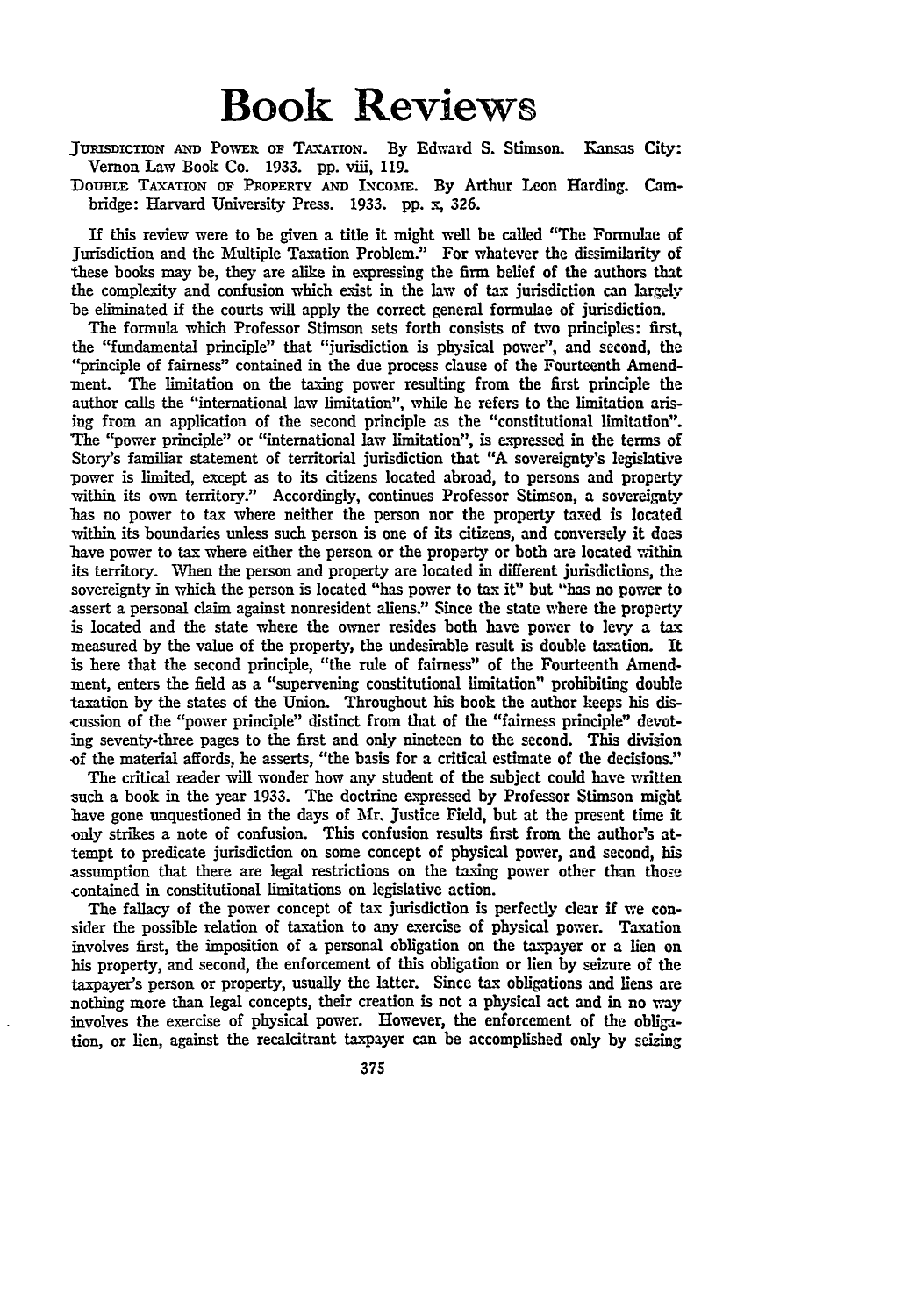# Book Reviews

JURISDICTION AND POWER OF TAXATION. By Edward S. Stimson. Kansas City: Vernon Law Book Co. 1933. pp. viii, 119.

DOUBLE TAXATION OF PROPERTY AND INCOME. By Arthur Leon Harding. Cambridge: Harvard University Press. 1933. pp. x, 326.

If this review were to be given a title it might well be called "The Formulae of Jurisdiction and the Multiple Taxation Problem." For whatever the dissimilarity of these books may be, they are alike in expressing the firm belief of the authors that the complexity and confusion which exist in the law of tax jurisdiction can largely be eliminated if the courts will apply the correct general formulae of jurisdiction.

The formula which Professor Stimson sets forth consists of two principles: first, the "fundamental principle" that "jurisdiction is physical power", and second, the "principle of fairness" contained in the due process clause of the Fourteenth Amendment. The limitation on the taxing power resulting from the first principle the author calls the "international law limitation", while he refers to the limitation arising from an application of the second principle as the "constitutional limitation". The "power principle" or "international law limitation", is expressed in the terms of Story's familiar statement of territorial jurisdiction that "A sovereignty's legislative power is limited, except as to its citizens located abroad, to persons and property within its own territory." Accordingly, continues Professor Stimson, a sovereignty has no power to tax where neither the person nor the property taxed is located within its boundaries unless such person is one of its citizens, and conversely it does have power to tax where either the person or the property or both are located within its territory. When the person and property are located in different jurisdictions, the sovereignty in which the person is located "has power to tax it" but "has no power to assert a personal claim against nonresident aliens." Since the state where the property is located and the state where the owner resides both have power to levy a tax measured by the value of the property, the undesirable result is double taxation. It is here that the second principle, "the rule of fairness" of the Fourteenth Amendment, enters the field as a "supervening constitutional limitation" prohibiting double taxation by the states of the Union. Throughout his book the author keeps his discussion of the "power principle" distinct from that of the "fairness principle" devoting seventy-three pages to the first and only nineteen to the second. This division of the material affords, he asserts, "the basis for a critical estimate of the decisions."

The critical reader will wonder how any student of the subject could have written such a book in the year 1933. The doctrine expressed by Professor Stimson might have gone unquestioned in the days of Mr. Justice Field, but at the present time it only strikes a note of confusion. This confusion results first from the author's attempt to predicate jurisdiction on some concept of physical power, and second, his assumption that there are legal restrictions on the taxing power other than those contained in constitutional limitations on legislative action.

The fallacy of the power concept of tax jurisdiction is perfectly clear if we consider the possible relation of taxation to any exercise of physical power. Taxation involves first, the imposition of a personal obligation on the taxpayer or a lien on his property, and second, the enforcement of this obligation or lien by seizure of the taxpayer's person or property, usually the latter. Since tax obligations and liens are nothing more than legal concepts, their creation is not a physical act and in no way involves the exercise of physical power. However, the enforcement of the obligation, or lien, against the recalcitrant taxpayer can be accomplished only by seizing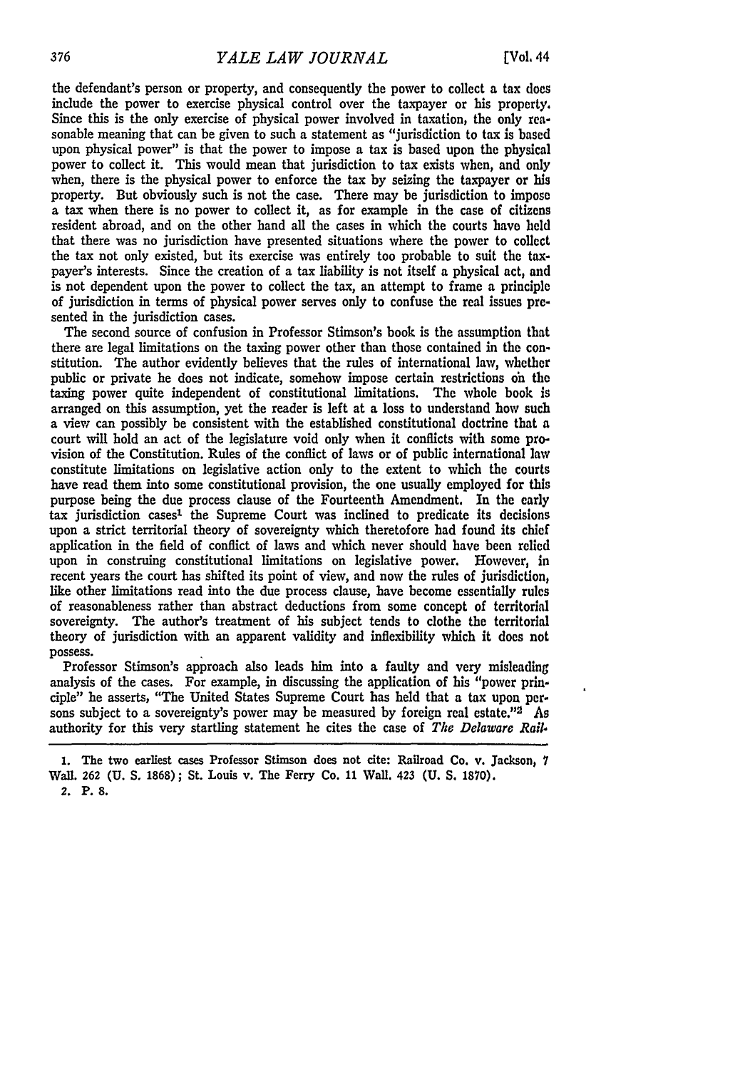the defendant's person or property, and consequently the power to collect a tax does include the power to exercise physical control over the taxpayer or his property. Since this is the only exercise of physical power involved in taxation, the only reasonable meaning that can be given to such a statement as "jurisdiction to tax is based upon physical power" is that the power to impose a tax is based upon the physical power to collect it. This would mean that jurisdiction to tax exists when, and only when, there is the physical power to enforce the tax by seizing the taxpayer or his property. But obviously such is not the case. There may be jurisdiction to impose a tax when there is no power to collect it, as for example in the case of citizens resident abroad, and on the other hand all the cases in which the courts have held that there was no jurisdiction have presented situations where the power to collect the tax not only existed, but its exercise was entirely too probable to suit the taxpayer's interests. Since the creation of a tax liability is not itself a physical act, and is not dependent upon the power to collect the tax, an attempt to frame a principle of jurisdiction in terms of physical power serves only to confuse the real issues presented in the jurisdiction cases.

The second source of confusion in Professor Stimson's book is the assumption that there are legal limitations on the taxing power other than those contained in the constitution. The author evidently believes that the rules of international law, whether public or private he does not indicate, somehow impose certain restrictions on the taxing power quite independent of constitutional limitations. The whole book is arranged on this assumption, yet the reader is left at a loss to understand how such a view can possibly be consistent with the established constitutional doctrine that a court will hold an act of the legislature void only when it conflicts with some provision of the Constitution. Rules of the conflict of laws or of public international law constitute limitations on legislative action only to the extent to which the courts have read them into some constitutional provision, the one usually employed for this purpose being the due process clause of the Fourteenth Amendment. In the early tax jurisdiction cases[1] the Supreme Court was inclined to predicate its decisions upon a strict territorial theory of sovereignty which theretofore had found its chief application in the field of conflict of laws and which never should have been relied upon in construing constitutional limitations on legislative power. However, in recent years the court has shifted its point of view, and now the rules of jurisdiction, like other limitations read into the due process clause, have become essentially rules of reasonableness rather than abstract deductions from some concept of territorial sovereignty. The author's treatment of his subject tends to clothe the territorial theory of jurisdiction with an apparent validity and inflexibility which it does not possess.

Professor Stimson's approach also leads him into a faulty and very misleading analysis of the cases. For example, in discussing the application of his "power principle" he asserts, "The United States Supreme Court has held that a tax upon persons subject to a sovereignty's power may be measured by foreign real estate."[2] As authority for this very startling statement he cites the case of *The Delaware Rail-*

---

1. The two earliest cases Professor Stimson does not cite: Railroad Co. v. Jackson, 7 Wall. 262 (U. S. 1868); St. Louis v. The Ferry Co. 11 Wall. 423 (U. S. 1870).

2. P. 8.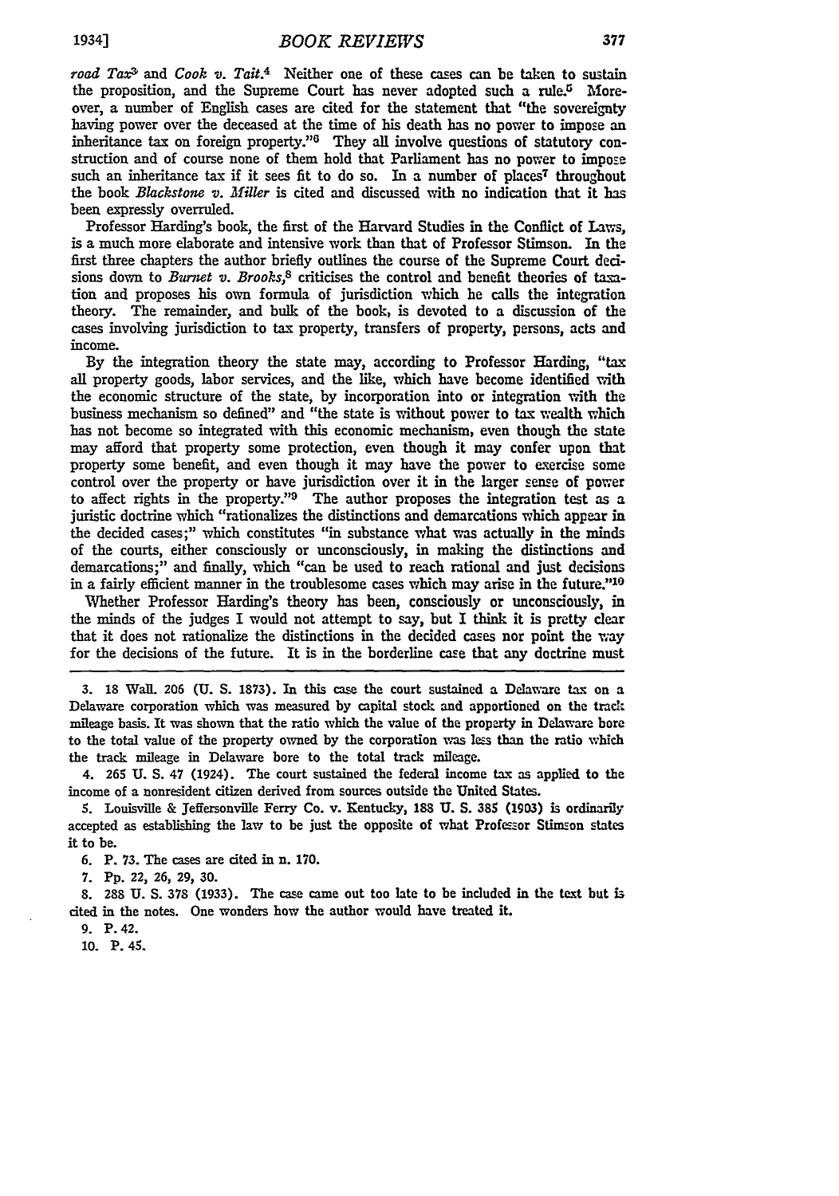*road Tax*[3] and *Cook v. Tait*.[4] Neither one of these cases can be taken to sustain the proposition, and the Supreme Court has never adopted such a rule.[5] Moreover, a number of English cases are cited for the statement that "the sovereignty having power over the deceased at the time of his death has no power to impose an inheritance tax on foreign property."[6] They all involve questions of statutory construction and of course none of them hold that Parliament has no power to impose such an inheritance tax if it sees fit to do so. In a number of places[7] throughout the book *Blackstone v. Miller* is cited and discussed with no indication that it has been expressly overruled.

Professor Harding's book, the first of the Harvard Studies in the Conflict of Laws, is a much more elaborate and intensive work than that of Professor Stimson. In the first three chapters the author briefly outlines the course of the Supreme Court decisions down to *Burnet v. Brooks*,[8] criticises the control and benefit theories of taxation and proposes his own formula of jurisdiction which he calls the integration theory. The remainder, and bulk of the book, is devoted to a discussion of the cases involving jurisdiction to tax property, transfers of property, persons, acts and income.

By the integration theory the state may, according to Professor Harding, "tax all property goods, labor services, and the like, which have become identified with the economic structure of the state, by incorporation into or integration with the business mechanism so defined" and "the state is without power to tax wealth which has not become so integrated with this economic mechanism, even though the state may afford that property some protection, even though it may confer upon that property some benefit, and even though it may have the power to exercise some control over the property or have jurisdiction over it in the larger sense of power to affect rights in the property."[9] The author proposes the integration test as a juristic doctrine which "rationalizes the distinctions and demarcations which appear in the decided cases;" which constitutes "in substance what was actually in the minds of the courts, either consciously or unconsciously, in making the distinctions and demarcations;" and finally, which "can be used to reach rational and just decisions in a fairly efficient manner in the troublesome cases which may arise in the future."[10]

Whether Professor Harding's theory has been, consciously or unconsciously, in the minds of the judges I would not attempt to say, but I think it is pretty clear that it does not rationalize the distinctions in the decided cases nor point the way for the decisions of the future. It is in the borderline case that any doctrine must

---

3. 18 Wall. 206 (U. S. 1873). In this case the court sustained a Delaware tax on a Delaware corporation which was measured by capital stock and apportioned on the track mileage basis. It was shown that the ratio which the value of the property in Delaware bore to the total value of the property owned by the corporation was less than the ratio which the track mileage in Delaware bore to the total track mileage.

4. 265 U. S. 47 (1924). The court sustained the federal income tax as applied to the income of a nonresident citizen derived from sources outside the United States.

5. Louisville & Jeffersonville Ferry Co. v. Kentucky, 188 U. S. 385 (1903) is ordinarily accepted as establishing the law to be just the opposite of what Professor Stimson states it to be.

6. P. 73. The cases are cited in n. 170.

7. Pp. 22, 26, 29, 30.

8. 288 U. S. 378 (1933). The case came out too late to be included in the text but is cited in the notes. One wonders how the author would have treated it.

9. P. 42.

10. P. 45.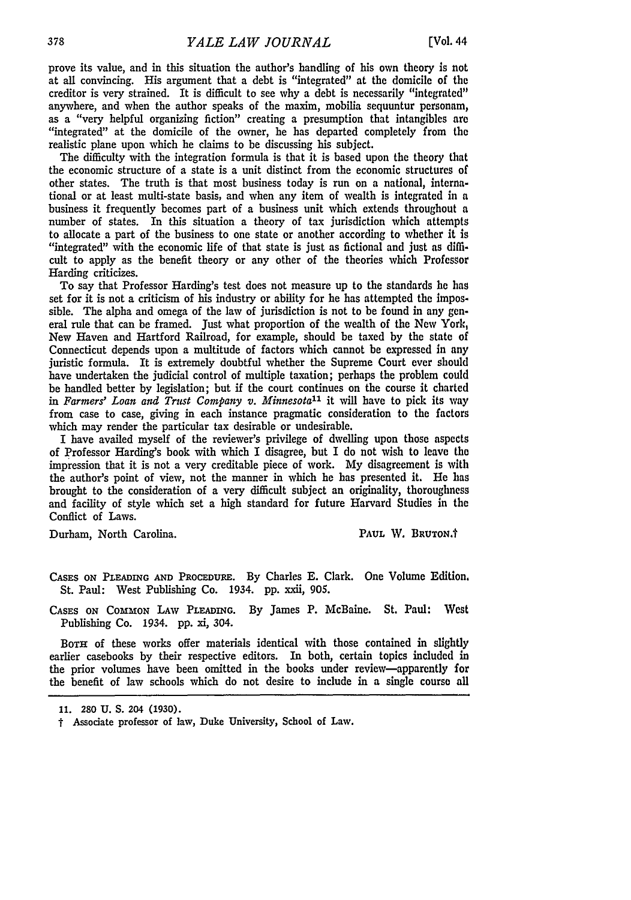prove its value, and in this situation the author's handling of his own theory is not at all convincing. His argument that a debt is "integrated" at the domicile of the creditor is very strained. It is difficult to see why a debt is necessarily "integrated" anywhere, and when the author speaks of the maxim, mobilia sequuntur personam, as a "very helpful organizing fiction" creating a presumption that intangibles are "integrated" at the domicile of the owner, he has departed completely from the realistic plane upon which he claims to be discussing his subject.

The difficulty with the integration formula is that it is based upon the theory that the economic structure of a state is a unit distinct from the economic structures of other states. The truth is that most business today is run on a national, international or at least multi-state basis, and when any item of wealth is integrated in a business it frequently becomes part of a business unit which extends throughout a number of states. In this situation a theory of tax jurisdiction which attempts to allocate a part of the business to one state or another according to whether it is "integrated" with the economic life of that state is just as fictional and just as difficult to apply as the benefit theory or any other of the theories which Professor Harding criticizes.

To say that Professor Harding's test does not measure up to the standards he has set for it is not a criticism of his industry or ability for he has attempted the impossible. The alpha and omega of the law of jurisdiction is not to be found in any general rule that can be framed. Just what proportion of the wealth of the New York, New Haven and Hartford Railroad, for example, should be taxed by the state of Connecticut depends upon a multitude of factors which cannot be expressed in any juristic formula. It is extremely doubtful whether the Supreme Court ever should have undertaken the judicial control of multiple taxation; perhaps the problem could be handled better by legislation; but if the court continues on the course it charted in *Farmers' Loan and Trust Company v. Minnesota*[11] it will have to pick its way from case to case, giving in each instance pragmatic consideration to the factors which may render the particular tax desirable or undesirable.

I have availed myself of the reviewer's privilege of dwelling upon those aspects of Professor Harding's book with which I disagree, but I do not wish to leave the impression that it is not a very creditable piece of work. My disagreement is with the author's point of view, not the manner in which he has presented it. He has brought to the consideration of a very difficult subject an originality, thoroughness and facility of style which set a high standard for future Harvard Studies in the Conflict of Laws.

Durham, North Carolina. PAUL W. BRUTON.†

CASES ON PLEADING AND PROCEDURE. By Charles E. Clark. One Volume Edition. St. Paul: West Publishing Co. 1934. pp. xxii, 905.

CASES ON COMMON LAW PLEADING. By James P. McBaine. St. Paul: West Publishing Co. 1934. pp. xi, 304.

BOTH of these works offer materials identical with those contained in slightly earlier casebooks by their respective editors. In both, certain topics included in the prior volumes have been omitted in the books under review—apparently for the benefit of law schools which do not desire to include in a single course all

11. 280 U. S. 204 (1930).

† Associate professor of law, Duke University, School of Law.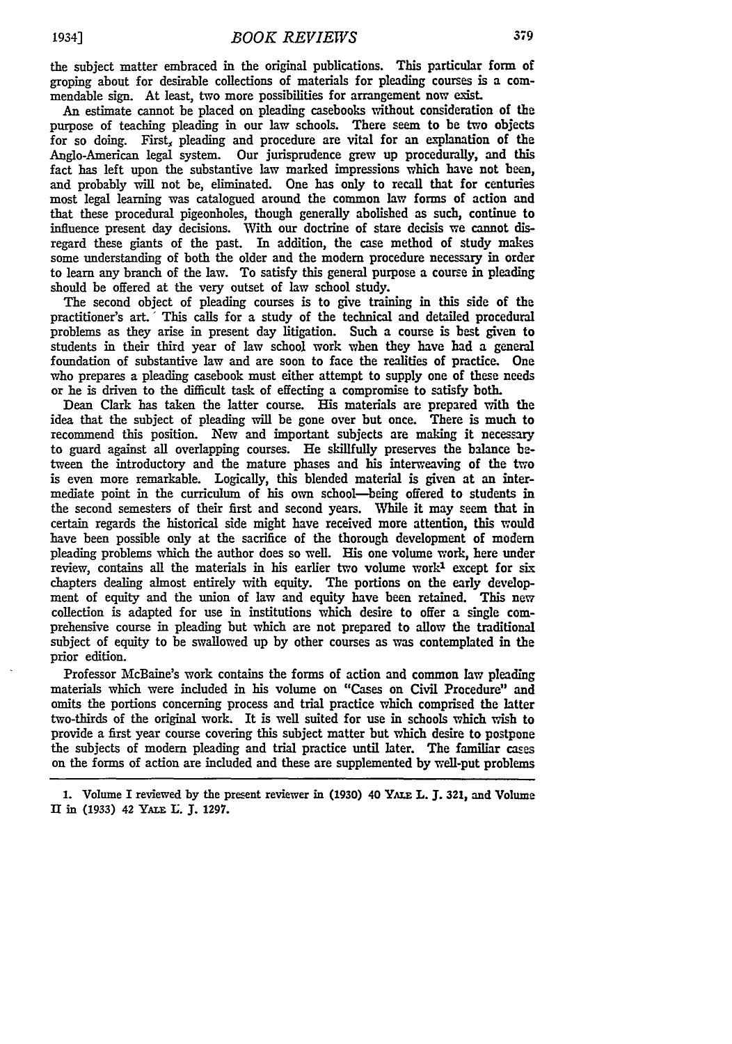the subject matter embraced in the original publications. This particular form of groping about for desirable collections of materials for pleading courses is a commendable sign. At least, two more possibilities for arrangement now exist.

An estimate cannot be placed on pleading casebooks without consideration of the purpose of teaching pleading in our law schools. There seem to be two objects for so doing. First, pleading and procedure are vital for an explanation of the Anglo-American legal system. Our jurisprudence grew up procedurally, and this fact has left upon the substantive law marked impressions which have not been, and probably will not be, eliminated. One has only to recall that for centuries most legal learning was catalogued around the common law forms of action and that these procedural pigeonholes, though generally abolished as such, continue to influence present day decisions. With our doctrine of stare decisis we cannot disregard these giants of the past. In addition, the case method of study makes some understanding of both the older and the modern procedure necessary in order to learn any branch of the law. To satisfy this general purpose a course in pleading should be offered at the very outset of law school study.

The second object of pleading courses is to give training in this side of the practitioner's art. This calls for a study of the technical and detailed procedural problems as they arise in present day litigation. Such a course is best given to students in their third year of law school work when they have had a general foundation of substantive law and are soon to face the realities of practice. One who prepares a pleading casebook must either attempt to supply one of these needs or he is driven to the difficult task of effecting a compromise to satisfy both.

Dean Clark has taken the latter course. His materials are prepared with the idea that the subject of pleading will be gone over but once. There is much to recommend this position. New and important subjects are making it necessary to guard against all overlapping courses. He skillfully preserves the balance between the introductory and the mature phases and his interweaving of the two is even more remarkable. Logically, this blended material is given at an intermediate point in the curriculum of his own school—being offered to students in the second semesters of their first and second years. While it may seem that in certain regards the historical side might have received more attention, this would have been possible only at the sacrifice of the thorough development of modern pleading problems which the author does so well. His one volume work, here under review, contains all the materials in his earlier two volume work[1] except for six chapters dealing almost entirely with equity. The portions on the early development of equity and the union of law and equity have been retained. This new collection is adapted for use in institutions which desire to offer a single comprehensive course in pleading but which are not prepared to allow the traditional subject of equity to be swallowed up by other courses as was contemplated in the prior edition.

Professor McBaine's work contains the forms of action and common law pleading materials which were included in his volume on "Cases on Civil Procedure" and omits the portions concerning process and trial practice which comprised the latter two-thirds of the original work. It is well suited for use in schools which wish to provide a first year course covering this subject matter but which desire to postpone the subjects of modern pleading and trial practice until later. The familiar cases on the forms of action are included and these are supplemented by well-put problems

1. Volume I reviewed by the present reviewer in (1930) 40 YALE L. J. 321, and Volume II in (1933) 42 YALE L. J. 1297.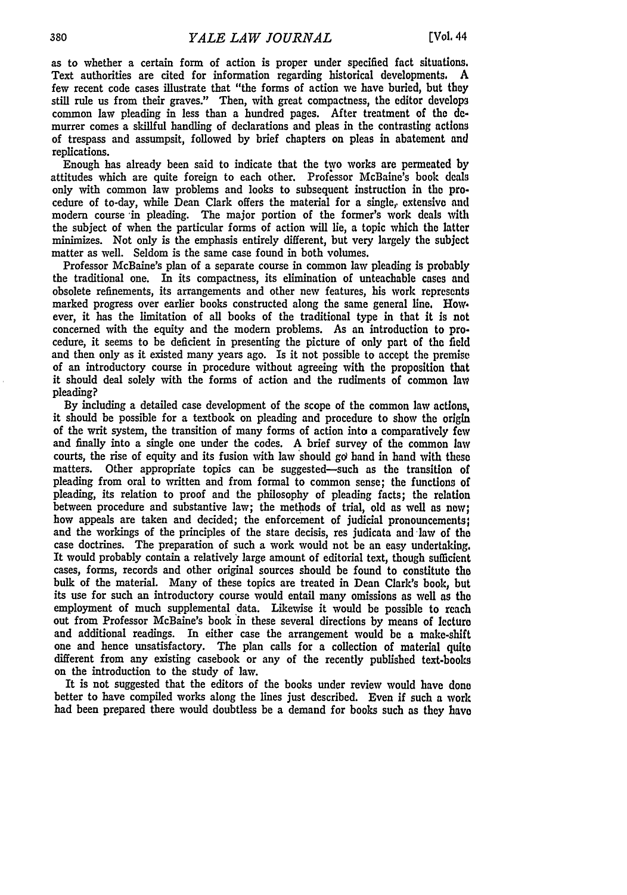as to whether a certain form of action is proper under specified fact situations. Text authorities are cited for information regarding historical developments. A few recent code cases illustrate that "the forms of action we have buried, but they still rule us from their graves." Then, with great compactness, the editor develops common law pleading in less than a hundred pages. After treatment of the demurrer comes a skillful handling of declarations and pleas in the contrasting actions of trespass and assumpsit, followed by brief chapters on pleas in abatement and replications.

Enough has already been said to indicate that the two works are permeated by attitudes which are quite foreign to each other. Professor McBaine's book deals only with common law problems and looks to subsequent instruction in the procedure of to-day, while Dean Clark offers the material for a single, extensive and modern course in pleading. The major portion of the former's work deals with the subject of when the particular forms of action will lie, a topic which the latter minimizes. Not only is the emphasis entirely different, but very largely the subject matter as well. Seldom is the same case found in both volumes.

Professor McBaine's plan of a separate course in common law pleading is probably the traditional one. In its compactness, its elimination of unteachable cases and obsolete refinements, its arrangements and other new features, his work represents marked progress over earlier books constructed along the same general line. However, it has the limitation of all books of the traditional type in that it is not concerned with the equity and the modern problems. As an introduction to procedure, it seems to be deficient in presenting the picture of only part of the field and then only as it existed many years ago. Is it not possible to accept the premise of an introductory course in procedure without agreeing with the proposition that it should deal solely with the forms of action and the rudiments of common law pleading?

By including a detailed case development of the scope of the common law actions, it should be possible for a textbook on pleading and procedure to show the origin of the writ system, the transition of many forms of action into a comparatively few and finally into a single one under the codes. A brief survey of the common law courts, the rise of equity and its fusion with law should go hand in hand with these matters. Other appropriate topics can be suggested—such as the transition of pleading from oral to written and from formal to common sense; the functions of pleading, its relation to proof and the philosophy of pleading facts; the relation between procedure and substantive law; the methods of trial, old as well as new; how appeals are taken and decided; the enforcement of judicial pronouncements; and the workings of the principles of the stare decisis, res judicata and law of the case doctrines. The preparation of such a work would not be an easy undertaking. It would probably contain a relatively large amount of editorial text, though sufficient cases, forms, records and other original sources should be found to constitute the bulk of the material. Many of these topics are treated in Dean Clark's book, but its use for such an introductory course would entail many omissions as well as the employment of much supplemental data. Likewise it would be possible to reach out from Professor McBaine's book in these several directions by means of lecture and additional readings. In either case the arrangement would be a make-shift one and hence unsatisfactory. The plan calls for a collection of material quite different from any existing casebook or any of the recently published text-books on the introduction to the study of law.

It is not suggested that the editors of the books under review would have done better to have compiled works along the lines just described. Even if such a work had been prepared there would doubtless be a demand for books such as they have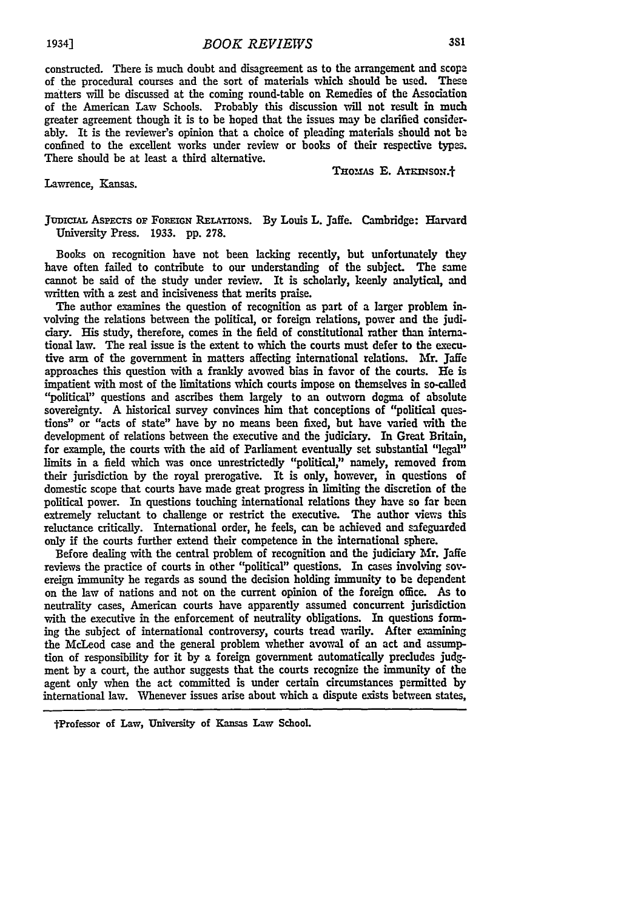constructed. There is much doubt and disagreement as to the arrangement and scope of the procedural courses and the sort of materials which should be used. These matters will be discussed at the coming round-table on Remedies of the Association of the American Law Schools. Probably this discussion will not result in much greater agreement though it is to be hoped that the issues may be clarified considerably. It is the reviewer's opinion that a choice of pleading materials should not be confined to the excellent works under review or books of their respective types. There should be at least a third alternative.

THOMAS E. ATKINSON.†

Lawrence, Kansas.

JUDICIAL ASPECTS OF FOREIGN RELATIONS. By Louis L. Jaffe. Cambridge: Harvard University Press. 1933. pp. 278.

Books on recognition have not been lacking recently, but unfortunately they have often failed to contribute to our understanding of the subject. The same cannot be said of the study under review. It is scholarly, keenly analytical, and written with a zest and incisiveness that merits praise.

The author examines the question of recognition as part of a larger problem involving the relations between the political, or foreign relations, power and the judiciary. His study, therefore, comes in the field of constitutional rather than international law. The real issue is the extent to which the courts must defer to the executive arm of the government in matters affecting international relations. Mr. Jaffe approaches this question with a frankly avowed bias in favor of the courts. He is impatient with most of the limitations which courts impose on themselves in so-called "political" questions and ascribes them largely to an outworn dogma of absolute sovereignty. A historical survey convinces him that conceptions of "political questions" or "acts of state" have by no means been fixed, but have varied with the development of relations between the executive and the judiciary. In Great Britain, for example, the courts with the aid of Parliament eventually set substantial "legal" limits in a field which was once unrestrictedly "political," namely, removed from their jurisdiction by the royal prerogative. It is only, however, in questions of domestic scope that courts have made great progress in limiting the discretion of the political power. In questions touching international relations they have so far been extremely reluctant to challenge or restrict the executive. The author views this reluctance critically. International order, he feels, can be achieved and safeguarded only if the courts further extend their competence in the international sphere.

Before dealing with the central problem of recognition and the judiciary Mr. Jaffe reviews the practice of courts in other "political" questions. In cases involving sovereign immunity he regards as sound the decision holding immunity to be dependent on the law of nations and not on the current opinion of the foreign office. As to neutrality cases, American courts have apparently assumed concurrent jurisdiction with the executive in the enforcement of neutrality obligations. In questions forming the subject of international controversy, courts tread warily. After examining the McLeod case and the general problem whether avowal of an act and assumption of responsibility for it by a foreign government automatically precludes judgment by a court, the author suggests that the courts recognize the immunity of the agent only when the act committed is under certain circumstances permitted by international law. Whenever issues arise about which a dispute exists between states,

†Professor of Law, University of Kansas Law School.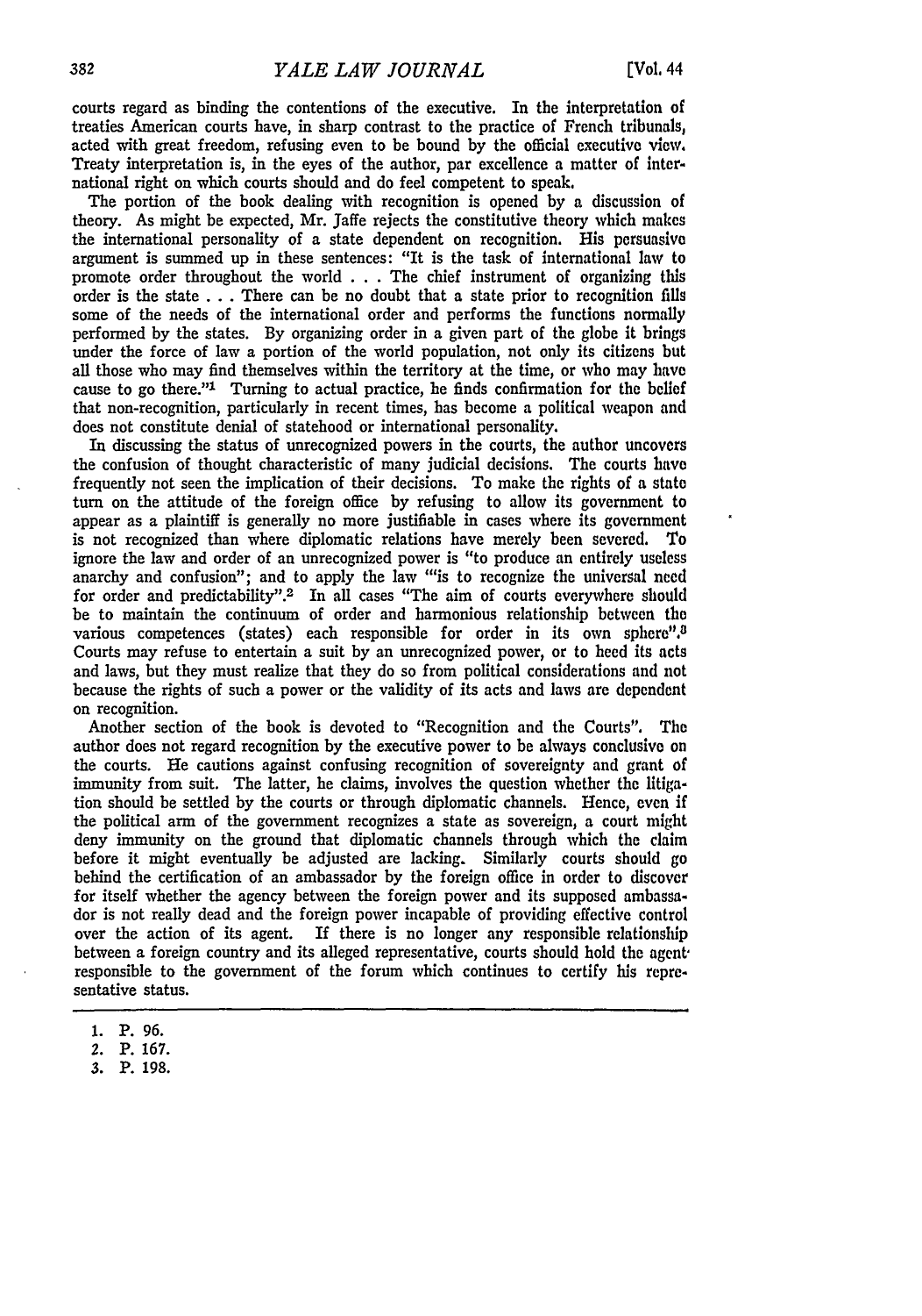courts regard as binding the contentions of the executive. In the interpretation of treaties American courts have, in sharp contrast to the practice of French tribunals, acted with great freedom, refusing even to be bound by the official executive view. Treaty interpretation is, in the eyes of the author, par excellence a matter of international right on which courts should and do feel competent to speak.

The portion of the book dealing with recognition is opened by a discussion of theory. As might be expected, Mr. Jaffe rejects the constitutive theory which makes the international personality of a state dependent on recognition. His persuasive argument is summed up in these sentences: "It is the task of international law to promote order throughout the world . . . The chief instrument of organizing this order is the state . . . There can be no doubt that a state prior to recognition fills some of the needs of the international order and performs the functions normally performed by the states. By organizing order in a given part of the globe it brings under the force of law a portion of the world population, not only its citizens but all those who may find themselves within the territory at the time, or who may have cause to go there."[1] Turning to actual practice, he finds confirmation for the belief that non-recognition, particularly in recent times, has become a political weapon and does not constitute denial of statehood or international personality.

In discussing the status of unrecognized powers in the courts, the author uncovers the confusion of thought characteristic of many judicial decisions. The courts have frequently not seen the implication of their decisions. To make the rights of a state turn on the attitude of the foreign office by refusing to allow its government to appear as a plaintiff is generally no more justifiable in cases where its government is not recognized than where diplomatic relations have merely been severed. To ignore the law and order of an unrecognized power is "to produce an entirely useless anarchy and confusion"; and to apply the law "'is to recognize the universal need for order and predictability".[2] In all cases "The aim of courts everywhere should be to maintain the continuum of order and harmonious relationship between the various competences (states) each responsible for order in its own sphere".[3] Courts may refuse to entertain a suit by an unrecognized power, or to heed its acts and laws, but they must realize that they do so from political considerations and not because the rights of such a power or the validity of its acts and laws are dependent on recognition.

Another section of the book is devoted to "Recognition and the Courts". The author does not regard recognition by the executive power to be always conclusive on the courts. He cautions against confusing recognition of sovereignty and grant of immunity from suit. The latter, he claims, involves the question whether the litigation should be settled by the courts or through diplomatic channels. Hence, even if the political arm of the government recognizes a state as sovereign, a court might deny immunity on the ground that diplomatic channels through which the claim before it might eventually be adjusted are lacking. Similarly courts should go behind the certification of an ambassador by the foreign office in order to discover for itself whether the agency between the foreign power and its supposed ambassador is not really dead and the foreign power incapable of providing effective control over the action of its agent. If there is no longer any responsible relationship between a foreign country and its alleged representative, courts should hold the agent responsible to the government of the forum which continues to certify his representative status.

---

1. P. 96.
2. P. 167.
3. P. 198.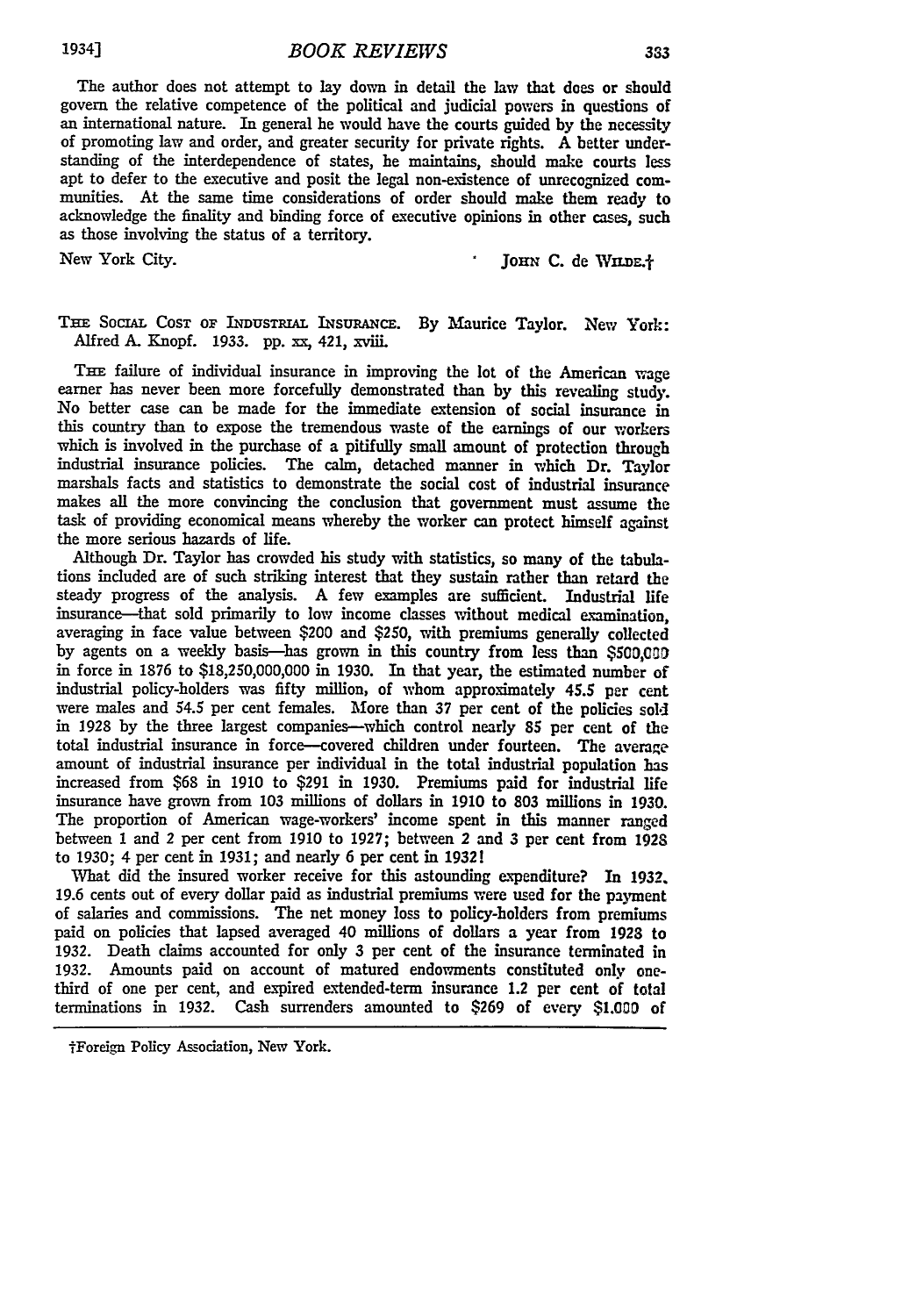The author does not attempt to lay down in detail the law that does or should govern the relative competence of the political and judicial powers in questions of an international nature. In general he would have the courts guided by the necessity of promoting law and order, and greater security for private rights. A better understanding of the interdependence of states, he maintains, should make courts less apt to defer to the executive and posit the legal non-existence of unrecognized communities. At the same time considerations of order should make them ready to acknowledge the finality and binding force of executive opinions in other cases, such as those involving the status of a territory.

New York City. JOHN C. de WILDE.†

THE SOCIAL COST OF INDUSTRIAL INSURANCE. By Maurice Taylor. New York: Alfred A. Knopf. 1933. pp. xx, 421, xviii.

THE failure of individual insurance in improving the lot of the American wage earner has never been more forcefully demonstrated than by this revealing study. No better case can be made for the immediate extension of social insurance in this country than to expose the tremendous waste of the earnings of our workers which is involved in the purchase of a pitifully small amount of protection through industrial insurance policies. The calm, detached manner in which Dr. Taylor marshals facts and statistics to demonstrate the social cost of industrial insurance makes all the more convincing the conclusion that government must assume the task of providing economical means whereby the worker can protect himself against the more serious hazards of life.

Although Dr. Taylor has crowded his study with statistics, so many of the tabulations included are of such striking interest that they sustain rather than retard the steady progress of the analysis. A few examples are sufficient. Industrial life insurance—that sold primarily to low income classes without medical examination, averaging in face value between $200 and $250, with premiums generally collected by agents on a weekly basis—has grown in this country from less than $500,000 in force in 1876 to $18,250,000,000 in 1930. In that year, the estimated number of industrial policy-holders was fifty million, of whom approximately 45.5 per cent were males and 54.5 per cent females. More than 37 per cent of the policies sold in 1928 by the three largest companies—which control nearly 85 per cent of the total industrial insurance in force—covered children under fourteen. The average amount of industrial insurance per individual in the total industrial population has increased from $68 in 1910 to $291 in 1930. Premiums paid for industrial life insurance have grown from 103 millions of dollars in 1910 to 803 millions in 1930. The proportion of American wage-workers' income spent in this manner ranged between 1 and 2 per cent from 1910 to 1927; between 2 and 3 per cent from 1928 to 1930; 4 per cent in 1931; and nearly 6 per cent in 1932!

What did the insured worker receive for this astounding expenditure? In 1932, 19.6 cents out of every dollar paid as industrial premiums were used for the payment of salaries and commissions. The net money loss to policy-holders from premiums paid on policies that lapsed averaged 40 millions of dollars a year from 1928 to 1932. Death claims accounted for only 3 per cent of the insurance terminated in 1932. Amounts paid on account of matured endowments constituted only one-third of one per cent, and expired extended-term insurance 1.2 per cent of total terminations in 1932. Cash surrenders amounted to $269 of every $1,000 of

†Foreign Policy Association, New York.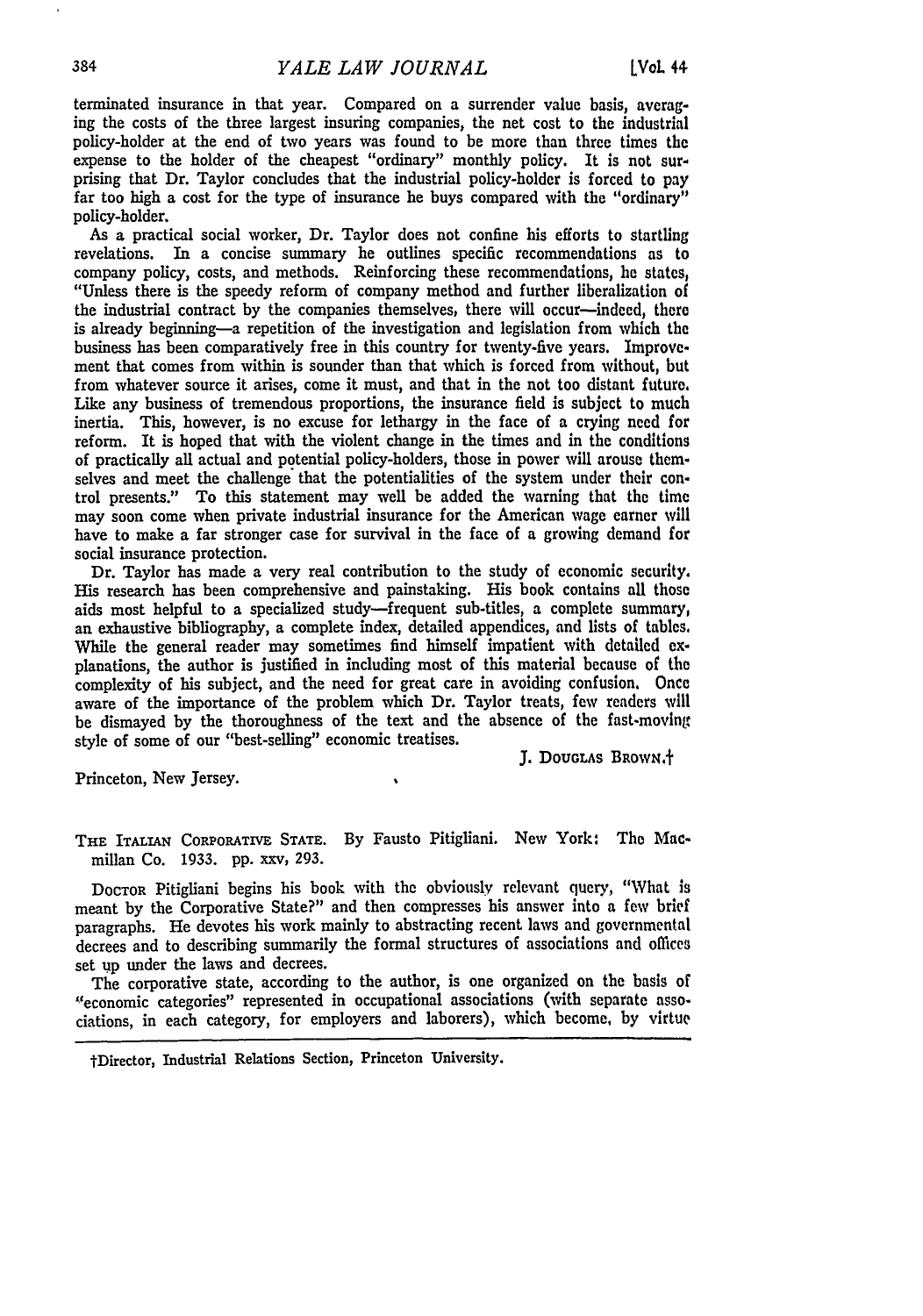terminated insurance in that year. Compared on a surrender value basis, averaging the costs of the three largest insuring companies, the net cost to the industrial policy-holder at the end of two years was found to be more than three times the expense to the holder of the cheapest "ordinary" monthly policy. It is not surprising that Dr. Taylor concludes that the industrial policy-holder is forced to pay far too high a cost for the type of insurance he buys compared with the "ordinary" policy-holder.

As a practical social worker, Dr. Taylor does not confine his efforts to startling revelations. In a concise summary he outlines specific recommendations as to company policy, costs, and methods. Reinforcing these recommendations, he states, "Unless there is the speedy reform of company method and further liberalization of the industrial contract by the companies themselves, there will occur—indeed, there is already beginning—a repetition of the investigation and legislation from which the business has been comparatively free in this country for twenty-five years. Improvement that comes from within is sounder than that which is forced from without, but from whatever source it arises, come it must, and that in the not too distant future. Like any business of tremendous proportions, the insurance field is subject to much inertia. This, however, is no excuse for lethargy in the face of a crying need for reform. It is hoped that with the violent change in the times and in the conditions of practically all actual and potential policy-holders, those in power will arouse themselves and meet the challenge that the potentialities of the system under their control presents." To this statement may well be added the warning that the time may soon come when private industrial insurance for the American wage earner will have to make a far stronger case for survival in the face of a growing demand for social insurance protection.

Dr. Taylor has made a very real contribution to the study of economic security. His research has been comprehensive and painstaking. His book contains all those aids most helpful to a specialized study—frequent sub-titles, a complete summary, an exhaustive bibliography, a complete index, detailed appendices, and lists of tables. While the general reader may sometimes find himself impatient with detailed explanations, the author is justified in including most of this material because of the complexity of his subject, and the need for great care in avoiding confusion. Once aware of the importance of the problem which Dr. Taylor treats, few readers will be dismayed by the thoroughness of the text and the absence of the fast-moving style of some of our "best-selling" economic treatises.

J. DOUGLAS BROWN.†

Princeton, New Jersey.

THE ITALIAN CORPORATIVE STATE. By Fausto Pitigliani. New York: The Macmillan Co. 1933. pp. xxv, 293.

DOCTOR Pitigliani begins his book with the obviously relevant query, "What is meant by the Corporative State?" and then compresses his answer into a few brief paragraphs. He devotes his work mainly to abstracting recent laws and governmental decrees and to describing summarily the formal structures of associations and offices set up under the laws and decrees.

The corporative state, according to the author, is one organized on the basis of "economic categories" represented in occupational associations (with separate associations, in each category, for employers and laborers), which become, by virtue

†Director, Industrial Relations Section, Princeton University.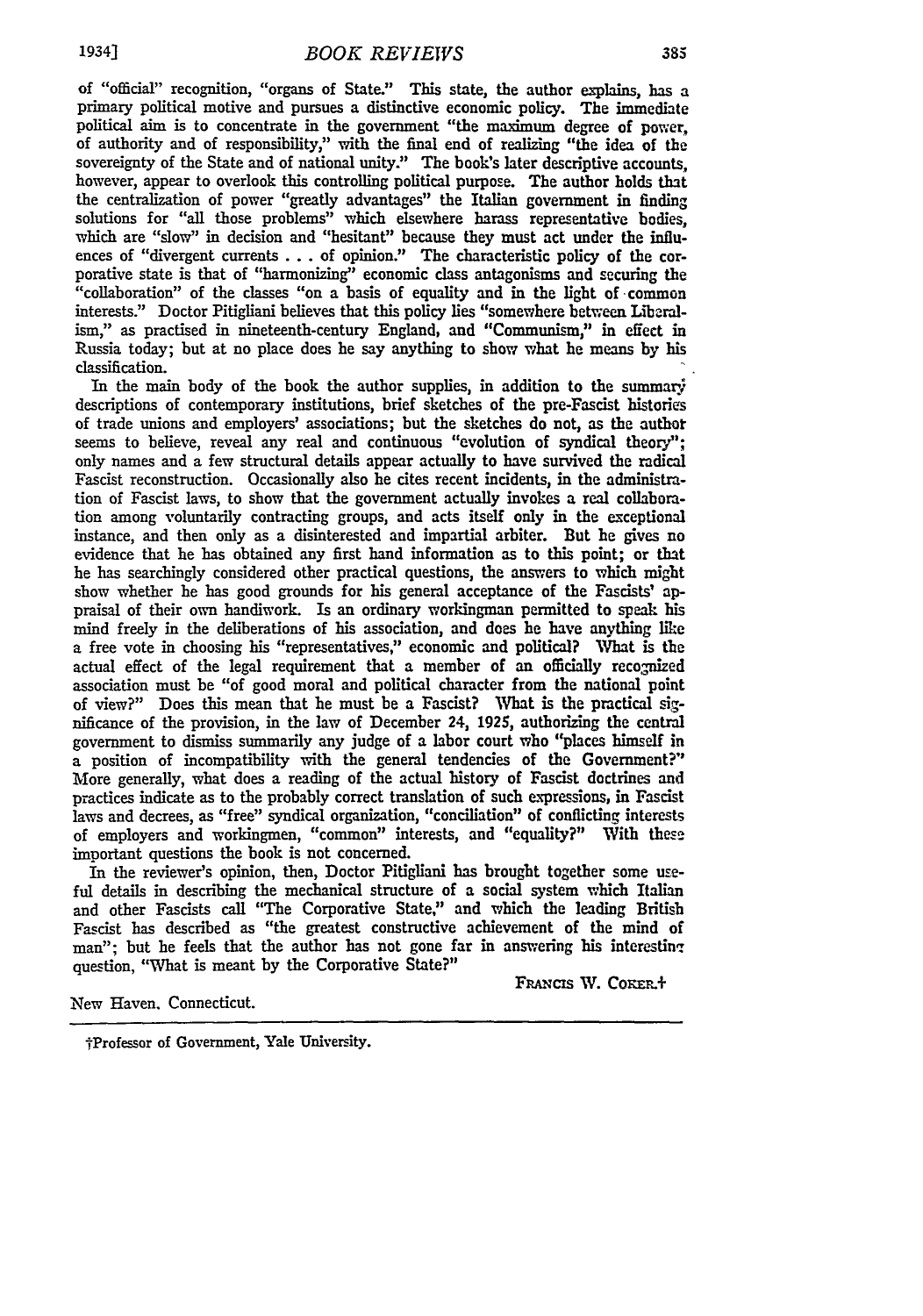of "official" recognition, "organs of State." This state, the author explains, has a primary political motive and pursues a distinctive economic policy. The immediate political aim is to concentrate in the government "the maximum degree of power, of authority and of responsibility," with the final end of realizing "the idea of the sovereignty of the State and of national unity." The book's later descriptive accounts, however, appear to overlook this controlling political purpose. The author holds that the centralization of power "greatly advantages" the Italian government in finding solutions for "all those problems" which elsewhere harass representative bodies, which are "slow" in decision and "hesitant" because they must act under the influences of "divergent currents . . . of opinion." The characteristic policy of the corporative state is that of "harmonizing" economic class antagonisms and securing the "collaboration" of the classes "on a basis of equality and in the light of common interests." Doctor Pitigliani believes that this policy lies "somewhere between Liberalism," as practised in nineteenth-century England, and "Communism," in effect in Russia today; but at no place does he say anything to show what he means by his classification.

In the main body of the book the author supplies, in addition to the summary descriptions of contemporary institutions, brief sketches of the pre-Fascist histories of trade unions and employers' associations; but the sketches do not, as the author seems to believe, reveal any real and continuous "evolution of syndical theory"; only names and a few structural details appear actually to have survived the radical Fascist reconstruction. Occasionally also he cites recent incidents, in the administration of Fascist laws, to show that the government actually invokes a real collaboration among voluntarily contracting groups, and acts itself only in the exceptional instance, and then only as a disinterested and impartial arbiter. But he gives no evidence that he has obtained any first hand information as to this point; or that he has searchingly considered other practical questions, the answers to which might show whether he has good grounds for his general acceptance of the Fascists' appraisal of their own handiwork. Is an ordinary workingman permitted to speak his mind freely in the deliberations of his association, and does he have anything like a free vote in choosing his "representatives," economic and political? What is the actual effect of the legal requirement that a member of an officially recognized association must be "of good moral and political character from the national point of view?" Does this mean that he must be a Fascist? What is the practical significance of the provision, in the law of December 24, 1925, authorizing the central government to dismiss summarily any judge of a labor court who "places himself in a position of incompatibility with the general tendencies of the Government?" More generally, what does a reading of the actual history of Fascist doctrines and practices indicate as to the probably correct translation of such expressions, in Fascist laws and decrees, as "free" syndical organization, "conciliation" of conflicting interests of employers and workingmen, "common" interests, and "equality?" With these important questions the book is not concerned.

In the reviewer's opinion, then, Doctor Pitigliani has brought together some useful details in describing the mechanical structure of a social system which Italian and other Fascists call "The Corporative State," and which the leading British Fascist has described as "the greatest constructive achievement of the mind of man"; but he feels that the author has not gone far in answering his interesting question, "What is meant by the Corporative State?"

FRANCIS W. COKER.†

New Haven, Connecticut.

†Professor of Government, Yale University.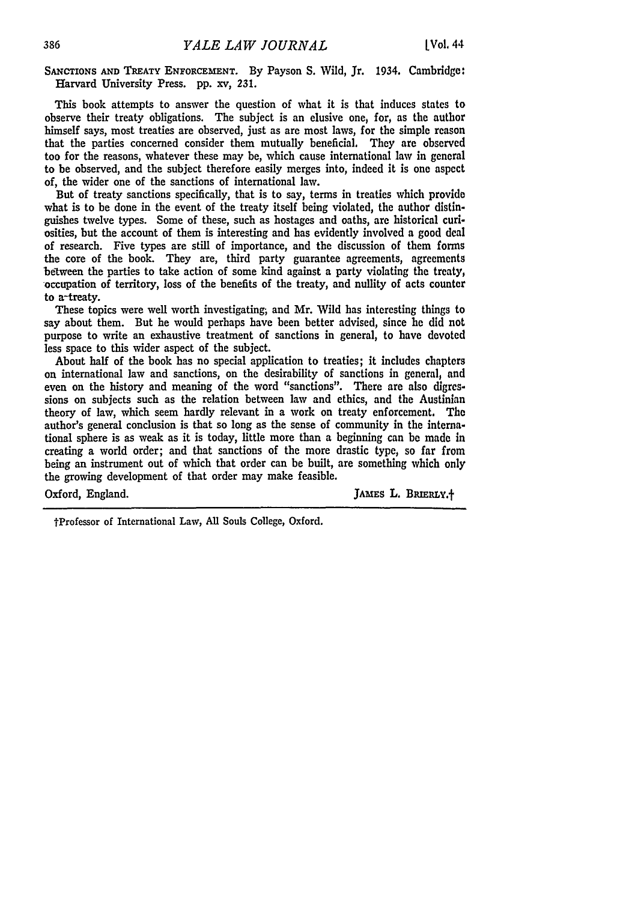SANCTIONS AND TREATY ENFORCEMENT. By Payson S. Wild, Jr. 1934. Cambridge: Harvard University Press. pp. xv, 231.

This book attempts to answer the question of what it is that induces states to observe their treaty obligations. The subject is an elusive one, for, as the author himself says, most treaties are observed, just as are most laws, for the simple reason that the parties concerned consider them mutually beneficial. They are observed too for the reasons, whatever these may be, which cause international law in general to be observed, and the subject therefore easily merges into, indeed it is one aspect of, the wider one of the sanctions of international law.

But of treaty sanctions specifically, that is to say, terms in treaties which provide what is to be done in the event of the treaty itself being violated, the author distinguishes twelve types. Some of these, such as hostages and oaths, are historical curiosities, but the account of them is interesting and has evidently involved a good deal of research. Five types are still of importance, and the discussion of them forms the core of the book. They are, third party guarantee agreements, agreements between the parties to take action of some kind against a party violating the treaty, occupation of territory, loss of the benefits of the treaty, and nullity of acts counter to a treaty.

These topics were well worth investigating; and Mr. Wild has interesting things to say about them. But he would perhaps have been better advised, since he did not purpose to write an exhaustive treatment of sanctions in general, to have devoted less space to this wider aspect of the subject.

About half of the book has no special application to treaties; it includes chapters on international law and sanctions, on the desirability of sanctions in general, and even on the history and meaning of the word "sanctions". There are also digressions on subjects such as the relation between law and ethics, and the Austinian theory of law, which seem hardly relevant in a work on treaty enforcement. The author's general conclusion is that so long as the sense of community in the international sphere is as weak as it is today, little more than a beginning can be made in creating a world order; and that sanctions of the more drastic type, so far from being an instrument out of which that order can be built, are something which only the growing development of that order may make feasible.

Oxford, England. JAMES L. BRIERLY.†

†Professor of International Law, All Souls College, Oxford.